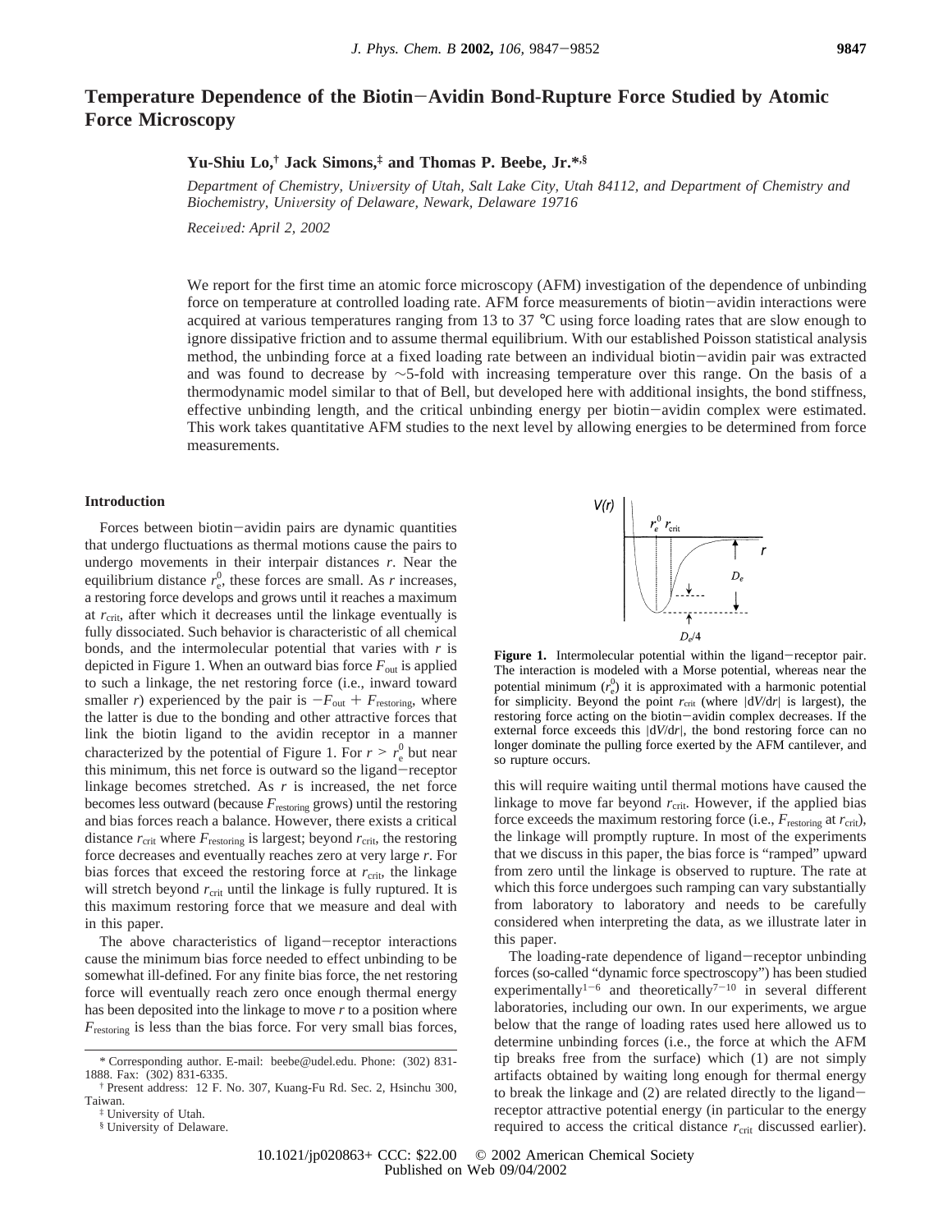# Temperature Dependence of the Biotin−Avidin Bond-Rupture Force Studied by Atomic Force Microscopy

**Yu-Shiu Lo,[†] Jack Simons,[‡] and Thomas P. Beebe, Jr.*[,§]**

*Department of Chemistry, University of Utah, Salt Lake City, Utah 84112, and Department of Chemistry and Biochemistry, University of Delaware, Newark, Delaware 19716*

*Received: April 2, 2002*

We report for the first time an atomic force microscopy (AFM) investigation of the dependence of unbinding force on temperature at controlled loading rate. AFM force measurements of biotin−avidin interactions were acquired at various temperatures ranging from 13 to 37 °C using force loading rates that are slow enough to ignore dissipative friction and to assume thermal equilibrium. With our established Poisson statistical analysis method, the unbinding force at a fixed loading rate between an individual biotin−avidin pair was extracted and was found to decrease by ~5-fold with increasing temperature over this range. On the basis of a thermodynamic model similar to that of Bell, but developed here with additional insights, the bond stiffness, effective unbinding length, and the critical unbinding energy per biotin−avidin complex were estimated. This work takes quantitative AFM studies to the next level by allowing energies to be determined from force measurements.

## Introduction

Forces between biotin−avidin pairs are dynamic quantities that undergo fluctuations as thermal motions cause the pairs to undergo movements in their interpair distances $r$. Near the equilibrium distance $r_e^0$, these forces are small. As $r$ increases, a restoring force develops and grows until it reaches a maximum at $r_{crit}$, after which it decreases until the linkage eventually is fully dissociated. Such behavior is characteristic of all chemical bonds, and the intermolecular potential that varies with $r$ is depicted in Figure 1. When an outward bias force $F_{out}$ is applied to such a linkage, the net restoring force (i.e., inward toward smaller $r$) experienced by the pair is $-F_{out} + F_{restoring}$, where the latter is due to the bonding and other attractive forces that link the biotin ligand to the avidin receptor in a manner characterized by the potential of Figure 1. For $r > r_e^0$ but near this minimum, this net force is outward so the ligand−receptor linkage becomes stretched. As $r$ is increased, the net force becomes less outward (because $F_{restoring}$ grows) until the restoring and bias forces reach a balance. However, there exists a critical distance $r_{crit}$ where $F_{restoring}$ is largest; beyond $r_{crit}$, the restoring force decreases and eventually reaches zero at very large $r$. For bias forces that exceed the restoring force at $r_{crit}$, the linkage will stretch beyond $r_{crit}$ until the linkage is fully ruptured. It is this maximum restoring force that we measure and deal with in this paper.

The above characteristics of ligand−receptor interactions cause the minimum bias force needed to effect unbinding to be somewhat ill-defined. For any finite bias force, the net restoring force will eventually reach zero once enough thermal energy has been deposited into the linkage to move $r$ to a position where $F_{restoring}$ is less than the bias force. For very small bias forces, this will require waiting until thermal motions have caused the linkage to move far beyond $r_{crit}$. However, if the applied bias force exceeds the maximum restoring force (i.e., $F_{restoring}$ at $r_{crit}$), the linkage will promptly rupture. In most of the experiments that we discuss in this paper, the bias force is "ramped" upward from zero until the linkage is observed to rupture. The rate at which this force undergoes such ramping can vary substantially from laboratory to laboratory and needs to be carefully considered when interpreting the data, as we illustrate later in this paper.

**Figure 1.** Intermolecular potential within the ligand−receptor pair. The interaction is modeled with a Morse potential, whereas near the potential minimum ($r_e^0$) it is approximated with a harmonic potential for simplicity. Beyond the point $r_{crit}$ (where $|dV/dr|$ is largest), the restoring force acting on the biotin−avidin complex decreases. If the external force exceeds this $|dV/dr|$, the bond restoring force can no longer dominate the pulling force exerted by the AFM cantilever, and so rupture occurs.

The loading-rate dependence of ligand−receptor unbinding forces (so-called "dynamic force spectroscopy") has been studied experimentally[1−6] and theoretically[7−10] in several different laboratories, including our own. In our experiments, we argue below that the range of loading rates used here allowed us to determine unbinding forces (i.e., the force at which the AFM tip breaks free from the surface) which (1) are not simply artifacts obtained by waiting long enough for thermal energy to break the linkage and (2) are related directly to the ligand−receptor attractive potential energy (in particular to the energy required to access the critical distance $r_{crit}$ discussed earlier).

---

\* Corresponding author. E-mail: beebe@udel.edu. Phone: (302) 831-1888. Fax: (302) 831-6335.

† Present address: 12 F. No. 307, Kuang-Fu Rd. Sec. 2, Hsinchu 300, Taiwan.

‡ University of Utah.

§ University of Delaware.

10.1021/jp020863+ CCC: $22.00 © 2002 American Chemical Society
Published on Web 09/04/2002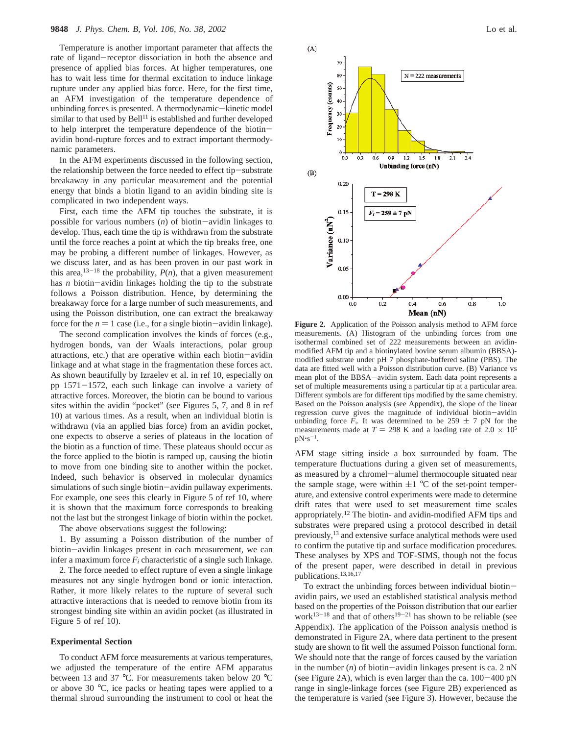Temperature is another important parameter that affects the rate of ligand−receptor dissociation in both the absence and presence of applied bias forces. At higher temperatures, one has to wait less time for thermal excitation to induce linkage rupture under any applied bias force. Here, for the first time, an AFM investigation of the temperature dependence of unbinding forces is presented. A thermodynamic−kinetic model similar to that used by Bell[11] is established and further developed to help interpret the temperature dependence of the biotin−avidin bond-rupture forces and to extract important thermodynamic parameters.

In the AFM experiments discussed in the following section, the relationship between the force needed to effect tip−substrate breakaway in any particular measurement and the potential energy that binds a biotin ligand to an avidin binding site is complicated in two independent ways.

First, each time the AFM tip touches the substrate, it is possible for various numbers ($n$) of biotin−avidin linkages to develop. Thus, each time the tip is withdrawn from the substrate until the force reaches a point at which the tip breaks free, one may be probing a different number of linkages. However, as we discuss later, and as has been proven in our past work in this area,[13−18] the probability, $P(n)$, that a given measurement has $n$ biotin−avidin linkages holding the tip to the substrate follows a Poisson distribution. Hence, by determining the breakaway force for a large number of such measurements, and using the Poisson distribution, one can extract the breakaway force for the $n = 1$ case (i.e., for a single biotin−avidin linkage).

The second complication involves the kinds of forces (e.g., hydrogen bonds, van der Waals interactions, polar group attractions, etc.) that are operative within each biotin−avidin linkage and at what stage in the fragmentation these forces act. As shown beautifully by Izraelev et al. in ref 10, especially on pp 1571−1572, each such linkage can involve a variety of attractive forces. Moreover, the biotin can be bound to various sites within the avidin "pocket" (see Figures 5, 7, and 8 in ref 10) at various times. As a result, when an individual biotin is withdrawn (via an applied bias force) from an avidin pocket, one expects to observe a series of plateaus in the location of the biotin as a function of time. These plateaus should occur as the force applied to the biotin is ramped up, causing the biotin to move from one binding site to another within the pocket. Indeed, such behavior is observed in molecular dynamics simulations of such single biotin−avidin pullaway experiments. For example, one sees this clearly in Figure 5 of ref 10, where it is shown that the maximum force corresponds to breaking not the last but the strongest linkage of biotin within the pocket.

The above observations suggest the following:

1. By assuming a Poisson distribution of the number of biotin−avidin linkages present in each measurement, we can infer a maximum force $F_i$ characteristic of a single such linkage.

2. The force needed to effect rupture of even a single linkage measures not any single hydrogen bond or ionic interaction. Rather, it more likely relates to the rupture of several such attractive interactions that is needed to remove biotin from its strongest binding site within an avidin pocket (as illustrated in Figure 5 of ref 10).

### Experimental Section

To conduct AFM force measurements at various temperatures, we adjusted the temperature of the entire AFM apparatus between 13 and 37 °C. For measurements taken below 20 °C or above 30 °C, ice packs or heating tapes were applied to a thermal shroud surrounding the instrument to cool or heat the AFM stage sitting inside a box surrounded by foam. The temperature fluctuations during a given set of measurements, as measured by a chromel−alumel thermocouple situated near the sample stage, were within ±1 °C of the set-point temperature, and extensive control experiments were made to determine drift rates that were used to set measurement time scales appropriately.[12] The biotin- and avidin-modified AFM tips and substrates were prepared using a protocol described in detail previously,[13] and extensive surface analytical methods were used to confirm the putative tip and surface modification procedures. These analyses by XPS and TOF-SIMS, though not the focus of the present paper, were described in detail in previous publications.[13,16,17]

(A)

N = 222 measurements

Frequency (counts)

Unbinding force (nN)

(B)

T = 298 K

$F_i$ = 259 ± 7 pN

Variance (nN$^2$)

Mean (nN)

**Figure 2.** Application of the Poisson analysis method to AFM force measurements. (A) Histogram of the unbinding forces from one isothermal combined set of 222 measurements between an avidin-modified AFM tip and a biotinylated bovine serum albumin (BBSA)-modified substrate under pH 7 phosphate-buffered saline (PBS). The data are fitted well with a Poisson distribution curve. (B) Variance vs mean plot of the BBSA−avidin system. Each data point represents a set of multiple measurements using a particular tip at a particular area. Different symbols are for different tips modified by the same chemistry. Based on the Poisson analysis (see Appendix), the slope of the linear regression curve gives the magnitude of individual biotin−avidin unbinding force $F_i$. It was determined to be 259 ± 7 pN for the measurements made at $T = 298$ K and a loading rate of $2.0 \times 10^5$ pN·s$^{-1}$.

To extract the unbinding forces between individual biotin−avidin pairs, we used an established statistical analysis method based on the properties of the Poisson distribution that our earlier work[13−18] and that of others[19−21] has shown to be reliable (see Appendix). The application of the Poisson analysis method is demonstrated in Figure 2A, where data pertinent to the present study are shown to fit well the assumed Poisson functional form. We should note that the range of forces caused by the variation in the number ($n$) of biotin−avidin linkages present is ca. 2 nN (see Figure 2A), which is even larger than the ca. 100−400 pN range in single-linkage forces (see Figure 2B) experienced as the temperature is varied (see Figure 3). However, because the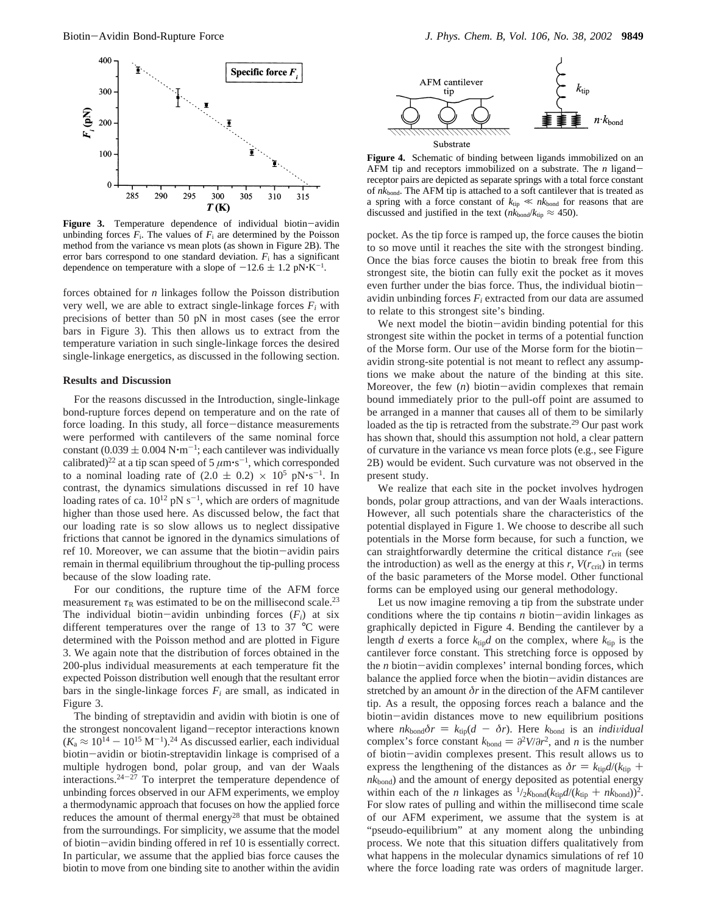**Figure 3.** Temperature dependence of individual biotin–avidin unbinding forces $F_i$. The values of $F_i$ are determined by the Poisson method from the variance vs mean plots (as shown in Figure 2B). The error bars correspond to one standard deviation. $F_i$ has a significant dependence on temperature with a slope of $-12.6 \pm 1.2$ pN·K$^{-1}$.

forces obtained for $n$ linkages follow the Poisson distribution very well, we are able to extract single-linkage forces $F_i$ with precisions of better than 50 pN in most cases (see the error bars in Figure 3). This then allows us to extract from the temperature variation in such single-linkage forces the desired single-linkage energetics, as discussed in the following section.

## Results and Discussion

For the reasons discussed in the Introduction, single-linkage bond-rupture forces depend on temperature and on the rate of force loading. In this study, all force–distance measurements were performed with cantilevers of the same nominal force constant ($0.039 \pm 0.004$ N·m$^{-1}$; each cantilever was individually calibrated)[22] at a tip scan speed of 5 $\mu$m·s$^{-1}$, which corresponded to a nominal loading rate of $(2.0 \pm 0.2) \times 10^5$ pN·s$^{-1}$. In contrast, the dynamics simulations discussed in ref 10 have loading rates of ca. $10^{12}$ pN s$^{-1}$, which are orders of magnitude higher than those used here. As discussed below, the fact that our loading rate is so slow allows us to neglect dissipative frictions that cannot be ignored in the dynamics simulations of ref 10. Moreover, we can assume that the biotin–avidin pairs remain in thermal equilibrium throughout the tip-pulling process because of the slow loading rate.

For our conditions, the rupture time of the AFM force measurement $\tau_R$ was estimated to be on the millisecond scale.[23] The individual biotin–avidin unbinding forces ($F_i$) at six different temperatures over the range of 13 to 37 °C were determined with the Poisson method and are plotted in Figure 3. We again note that the distribution of forces obtained in the 200-plus individual measurements at each temperature fit the expected Poisson distribution well enough that the resultant error bars in the single-linkage forces $F_i$ are small, as indicated in Figure 3.

The binding of streptavidin and avidin with biotin is one of the strongest noncovalent ligand–receptor interactions known ($K_a \approx 10^{14} - 10^{15}$ M$^{-1}$).[24] As discussed earlier, each individual biotin–avidin or biotin-streptavidin linkage is comprised of a multiple hydrogen bond, polar group, and van der Waals interactions.[24–27] To interpret the temperature dependence of unbinding forces observed in our AFM experiments, we employ a thermodynamic approach that focuses on how the applied force reduces the amount of thermal energy[28] that must be obtained from the surroundings. For simplicity, we assume that the model of biotin–avidin binding offered in ref 10 is essentially correct. In particular, we assume that the applied bias force causes the biotin to move from one binding site to another within the avidin pocket. As the tip force is ramped up, the force causes the biotin to so move until it reaches the site with the strongest binding. Once the bias force causes the biotin to break free from this strongest site, the biotin can fully exit the pocket as it moves even further under the bias force. Thus, the individual biotin–avidin unbinding forces $F_i$ extracted from our data are assumed to relate to this strongest site's binding.

**Figure 4.** Schematic of binding between ligands immobilized on an AFM tip and receptors immobilized on a substrate. The $n$ ligand–receptor pairs are depicted as separate springs with a total force constant of $nk_{\text{bond}}$. The AFM tip is attached to a soft cantilever that is treated as a spring with a force constant of $k_{\text{tip}} \ll nk_{\text{bond}}$ for reasons that are discussed and justified in the text ($nk_{\text{bond}}/k_{\text{tip}} \approx 450$).

We next model the biotin–avidin binding potential for this strongest site within the pocket in terms of a potential function of the Morse form. Our use of the Morse form for the biotin–avidin strong-site potential is not meant to reflect any assumptions we make about the nature of the binding at this site. Moreover, the few ($n$) biotin–avidin complexes that remain bound immediately prior to the pull-off point are assumed to be arranged in a manner that causes all of them to be similarly loaded as the tip is retracted from the substrate.[29] Our past work has shown that, should this assumption not hold, a clear pattern of curvature in the variance vs mean force plots (e.g., see Figure 2B) would be evident. Such curvature was not observed in the present study.

We realize that each site in the pocket involves hydrogen bonds, polar group attractions, and van der Waals interactions. However, all such potentials share the characteristics of the potential displayed in Figure 1. We choose to describe all such potentials in the Morse form because, for such a function, we can straightforwardly determine the critical distance $r_{\text{crit}}$ (see the introduction) as well as the energy at this $r$, $V(r_{\text{crit}})$ in terms of the basic parameters of the Morse model. Other functional forms can be employed using our general methodology.

Let us now imagine removing a tip from the substrate under conditions where the tip contains $n$ biotin–avidin linkages as graphically depicted in Figure 4. Bending the cantilever by a length $d$ exerts a force $k_{\text{tip}}d$ on the complex, where $k_{\text{tip}}$ is the cantilever force constant. This stretching force is opposed by the $n$ biotin–avidin complexes' internal bonding forces, which balance the applied force when the biotin–avidin distances are stretched by an amount $\delta r$ in the direction of the AFM cantilever tip. As a result, the opposing forces reach a balance and the biotin–avidin distances move to new equilibrium positions where $nk_{\text{bond}}\delta r = k_{\text{tip}}(d - \delta r)$. Here $k_{\text{bond}}$ is an *individual* complex's force constant $k_{\text{bond}} = \partial^2 V/\partial r^2$, and $n$ is the number of biotin–avidin complexes present. This result allows us to express the lengthening of the distances as $\delta r = k_{\text{tip}}d/(k_{\text{tip}} + nk_{\text{bond}})$ and the amount of energy deposited as potential energy within each of the $n$ linkages as $\frac{1}{2}k_{\text{bond}}(k_{\text{tip}}d/(k_{\text{tip}} + nk_{\text{bond}}))^2$. For slow rates of pulling and within the millisecond time scale of our AFM experiment, we assume that the system is at "pseudo-equilibrium" at any moment along the unbinding process. We note that this situation differs qualitatively from what happens in the molecular dynamics simulations of ref 10 where the force loading rate was orders of magnitude larger.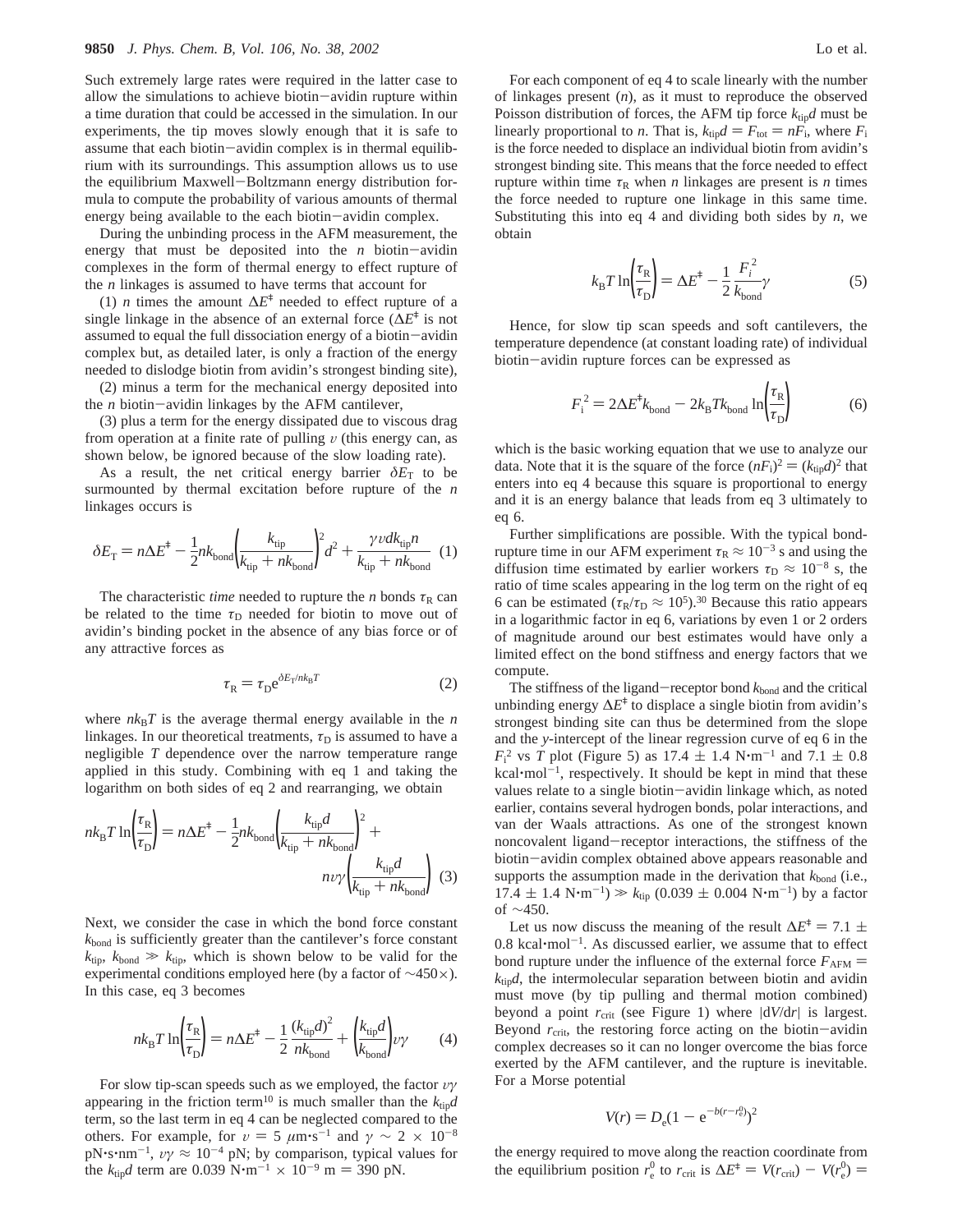Such extremely large rates were required in the latter case to allow the simulations to achieve biotin–avidin rupture within a time duration that could be accessed in the simulation. In our experiments, the tip moves slowly enough that it is safe to assume that each biotin–avidin complex is in thermal equilibrium with its surroundings. This assumption allows us to use the equilibrium Maxwell–Boltzmann energy distribution formula to compute the probability of various amounts of thermal energy being available to the each biotin–avidin complex.

During the unbinding process in the AFM measurement, the energy that must be deposited into the $n$ biotin–avidin complexes in the form of thermal energy to effect rupture of the $n$ linkages is assumed to have terms that account for

(1) $n$ times the amount $\Delta E^{\ddagger}$ needed to effect rupture of a single linkage in the absence of an external force ($\Delta E^{\ddagger}$ is not assumed to equal the full dissociation energy of a biotin–avidin complex but, as detailed later, is only a fraction of the energy needed to dislodge biotin from avidin's strongest binding site),

(2) minus a term for the mechanical energy deposited into the $n$ biotin–avidin linkages by the AFM cantilever,

(3) plus a term for the energy dissipated due to viscous drag from operation at a finite rate of pulling $v$ (this energy can, as shown below, be ignored because of the slow loading rate).

As a result, the net critical energy barrier $\delta E_T$ to be surmounted by thermal excitation before rupture of the $n$ linkages occurs is

$$\delta E_T = n\Delta E^{\ddagger} - \frac{1}{2}nk_{\text{bond}}\left(\frac{k_{\text{tip}}}{k_{\text{tip}} + nk_{\text{bond}}}\right)^2 d^2 + \frac{\gamma v d k_{\text{tip}} n}{k_{\text{tip}} + nk_{\text{bond}}} \quad (1)$$

The characteristic *time* needed to rupture the $n$ bonds $\tau_R$ can be related to the time $\tau_D$ needed for biotin to move out of avidin's binding pocket in the absence of any bias force or of any attractive forces as

$$\tau_R = \tau_D e^{\delta E_T / nk_BT} \quad (2)$$

where $nk_BT$ is the average thermal energy available in the $n$ linkages. In our theoretical treatments, $\tau_D$ is assumed to have a negligible $T$ dependence over the narrow temperature range applied in this study. Combining with eq 1 and taking the logarithm on both sides of eq 2 and rearranging, we obtain

$$nk_BT \ln\left(\frac{\tau_R}{\tau_D}\right) = n\Delta E^{\ddagger} - \frac{1}{2}nk_{\text{bond}}\left(\frac{k_{\text{tip}}d}{k_{\text{tip}} + nk_{\text{bond}}}\right)^2 + nv\gamma\left(\frac{k_{\text{tip}}d}{k_{\text{tip}} + nk_{\text{bond}}}\right) \quad (3)$$

Next, we consider the case in which the bond force constant $k_{\text{bond}}$ is sufficiently greater than the cantilever's force constant $k_{\text{tip}}$, $k_{\text{bond}} \gg k_{\text{tip}}$, which is shown below to be valid for the experimental conditions employed here (by a factor of ~450×). In this case, eq 3 becomes

$$nk_BT \ln\left(\frac{\tau_R}{\tau_D}\right) = n\Delta E^{\ddagger} - \frac{1}{2}\frac{(k_{\text{tip}}d)^2}{nk_{\text{bond}}} + \left(\frac{k_{\text{tip}}d}{k_{\text{bond}}}\right)v\gamma \quad (4)$$

For slow tip-scan speeds such as we employed, the factor $v\gamma$ appearing in the friction term[10] is much smaller than the $k_{\text{tip}}d$ term, so the last term in eq 4 can be neglected compared to the others. For example, for $v = 5\ \mu\text{m·s}^{-1}$ and $\gamma \sim 2 \times 10^{-8}$ pN·s·nm$^{-1}$, $v\gamma \approx 10^{-4}$ pN; by comparison, typical values for the $k_{\text{tip}}d$ term are 0.039 N·m$^{-1}$ × $10^{-9}$ m = 390 pN.

For each component of eq 4 to scale linearly with the number of linkages present ($n$), as it must to reproduce the observed Poisson distribution of forces, the AFM tip force $k_{\text{tip}}d$ must be linearly proportional to $n$. That is, $k_{\text{tip}}d = F_{\text{tot}} = nF_i$, where $F_i$ is the force needed to displace an individual biotin from avidin's strongest binding site. This means that the force needed to effect rupture within time $\tau_R$ when $n$ linkages are present is $n$ times the force needed to rupture one linkage in this same time. Substituting this into eq 4 and dividing both sides by $n$, we obtain

$$k_BT \ln\left(\frac{\tau_R}{\tau_D}\right) = \Delta E^{\ddagger} - \frac{1}{2}\frac{F_i^{\,2}}{k_{\text{bond}}}\gamma \quad (5)$$

Hence, for slow tip scan speeds and soft cantilevers, the temperature dependence (at constant loading rate) of individual biotin–avidin rupture forces can be expressed as

$$F_i^{\,2} = 2\Delta E^{\ddagger}k_{\text{bond}} - 2k_BTk_{\text{bond}} \ln\left(\frac{\tau_R}{\tau_D}\right) \quad (6)$$

which is the basic working equation that we use to analyze our data. Note that it is the square of the force $(nF_i)^2 = (k_{\text{tip}}d)^2$ that enters into eq 4 because this square is proportional to energy and it is an energy balance that leads from eq 3 ultimately to eq 6.

Further simplifications are possible. With the typical bond-rupture time in our AFM experiment $\tau_R \approx 10^{-3}$ s and using the diffusion time estimated by earlier workers $\tau_D \approx 10^{-8}$ s, the ratio of time scales appearing in the log term on the right of eq 6 can be estimated ($\tau_R/\tau_D \approx 10^5$).[30] Because this ratio appears in a logarithmic factor in eq 6, variations by even 1 or 2 orders of magnitude around our best estimates would have only a limited effect on the bond stiffness and energy factors that we compute.

The stiffness of the ligand–receptor bond $k_{\text{bond}}$ and the critical unbinding energy $\Delta E^{\ddagger}$ to displace a single biotin from avidin's strongest binding site can thus be determined from the slope and the $y$-intercept of the linear regression curve of eq 6 in the $F_i^2$ vs $T$ plot (Figure 5) as 17.4 ± 1.4 N·m$^{-1}$ and 7.1 ± 0.8 kcal·mol$^{-1}$, respectively. It should be kept in mind that these values relate to a single biotin–avidin linkage which, as noted earlier, contains several hydrogen bonds, polar interactions, and van der Waals attractions. As one of the strongest known noncovalent ligand–receptor interactions, the stiffness of the biotin–avidin complex obtained above appears reasonable and supports the assumption made in the derivation that $k_{\text{bond}}$ (i.e., 17.4 ± 1.4 N·m$^{-1}$) ≫ $k_{\text{tip}}$ (0.039 ± 0.004 N·m$^{-1}$) by a factor of ~450.

Let us now discuss the meaning of the result $\Delta E^{\ddagger}$ = 7.1 ± 0.8 kcal·mol$^{-1}$. As discussed earlier, we assume that to effect bond rupture under the influence of the external force $F_{\text{AFM}} = k_{\text{tip}}d$, the intermolecular separation between biotin and avidin must move (by tip pulling and thermal motion combined) beyond a point $r_{\text{crit}}$ (see Figure 1) where $|dV/dr|$ is largest. Beyond $r_{\text{crit}}$, the restoring force acting on the biotin–avidin complex decreases so it can no longer overcome the bias force exerted by the AFM cantilever, and the rupture is inevitable. For a Morse potential

$$V(r) = D_e(1 - e^{-b(r - r_e^0)})^2$$

the energy required to move along the reaction coordinate from the equilibrium position $r_e^0$ to $r_{\text{crit}}$ is $\Delta E^{\ddagger} = V(r_{\text{crit}}) - V(r_e^0) =$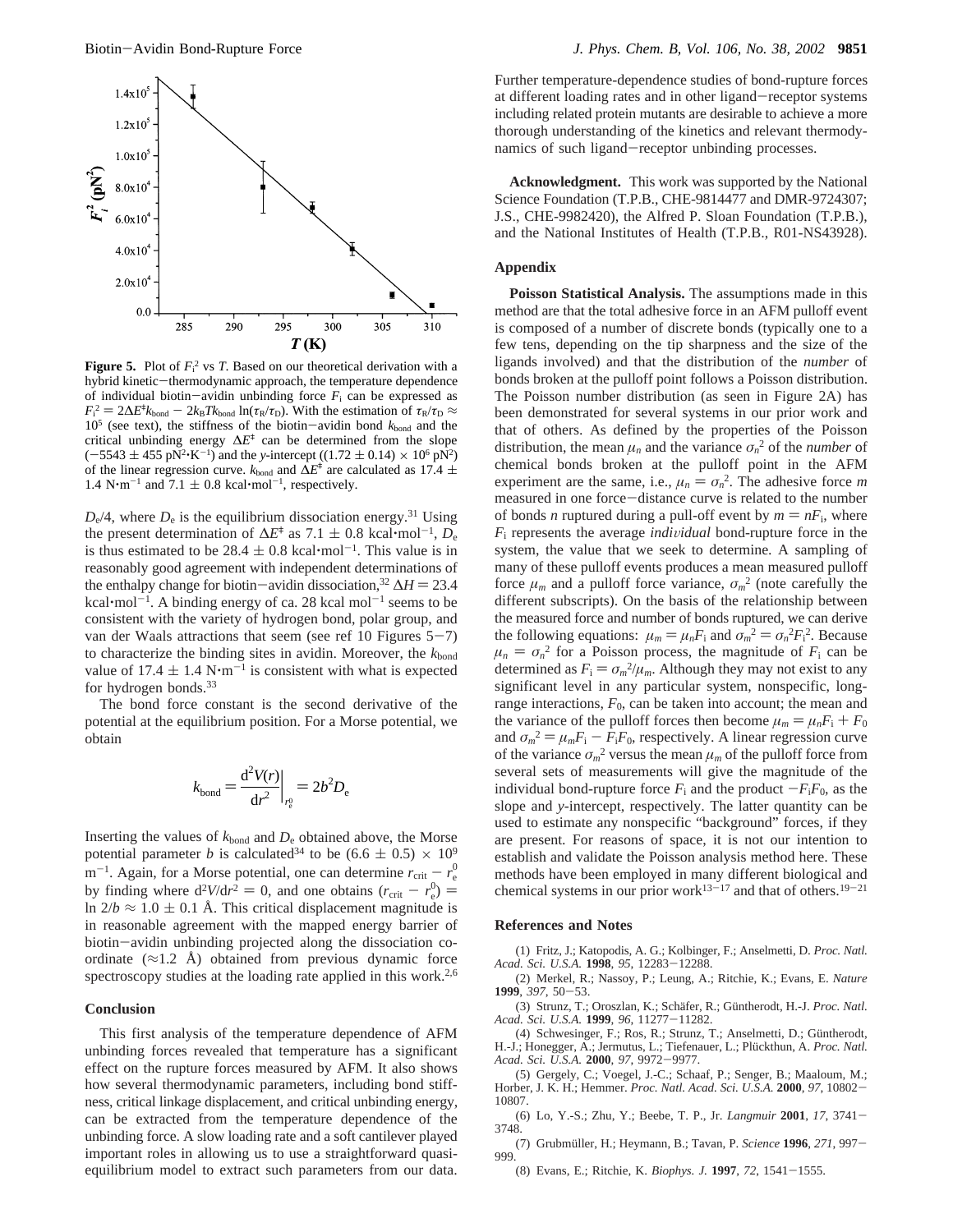**Figure 5.** Plot of $F_i^2$ vs $T$. Based on our theoretical derivation with a hybrid kinetic−thermodynamic approach, the temperature dependence of individual biotin−avidin unbinding force $F_i$ can be expressed as $F_i^2 = 2\Delta E^{\ddagger}k_{bond} - 2k_BTk_{bond}\ln(\tau_R/\tau_D)$. With the estimation of $\tau_R/\tau_D \approx 10^5$ (see text), the stiffness of the biotin−avidin bond $k_{bond}$ and the critical unbinding energy $\Delta E^{\ddagger}$ can be determined from the slope ($-5543 \pm 455$ pN$^2$·K$^{-1}$) and the $y$-intercept ($(1.72 \pm 0.14) \times 10^6$ pN$^2$) of the linear regression curve. $k_{bond}$ and $\Delta E^{\ddagger}$ are calculated as $17.4 \pm 1.4$ N·m$^{-1}$ and $7.1 \pm 0.8$ kcal·mol$^{-1}$, respectively.

$D_e/4$, where $D_e$ is the equilibrium dissociation energy.[31] Using the present determination of $\Delta E^{\ddagger}$ as $7.1 \pm 0.8$ kcal·mol$^{-1}$, $D_e$ is thus estimated to be $28.4 \pm 0.8$ kcal·mol$^{-1}$. This value is in reasonably good agreement with independent determinations of the enthalpy change for biotin−avidin dissociation,[32] $\Delta H = 23.4$ kcal·mol$^{-1}$. A binding energy of ca. 28 kcal mol$^{-1}$ seems to be consistent with the variety of hydrogen bond, polar group, and van der Waals attractions that seem (see ref 10 Figures 5−7) to characterize the binding sites in avidin. Moreover, the $k_{bond}$ value of $17.4 \pm 1.4$ N·m$^{-1}$ is consistent with what is expected for hydrogen bonds.[33]

The bond force constant is the second derivative of the potential at the equilibrium position. For a Morse potential, we obtain

$$k_{bond} = \left.\frac{d^2V(r)}{dr^2}\right|_{r_e^0} = 2b^2D_e$$

Inserting the values of $k_{bond}$ and $D_e$ obtained above, the Morse potential parameter $b$ is calculated[34] to be $(6.6 \pm 0.5) \times 10^9$ m$^{-1}$. Again, for a Morse potential, one can determine $r_{crit} - r_e^0$ by finding where $d^2V/dr^2 = 0$, and one obtains $(r_{crit} - r_e^0) = \ln 2/b \approx 1.0 \pm 0.1$ Å. This critical displacement magnitude is in reasonable agreement with the mapped energy barrier of biotin−avidin unbinding projected along the dissociation coordinate ($\approx$1.2 Å) obtained from previous dynamic force spectroscopy studies at the loading rate applied in this work.[2,6]

## Conclusion

This first analysis of the temperature dependence of AFM unbinding forces revealed that temperature has a significant effect on the rupture forces measured by AFM. It also shows how several thermodynamic parameters, including bond stiffness, critical linkage displacement, and critical unbinding energy, can be extracted from the temperature dependence of the unbinding force. A slow loading rate and a soft cantilever played important roles in allowing us to use a straightforward quasi-equilibrium model to extract such parameters from our data. Further temperature-dependence studies of bond-rupture forces at different loading rates and in other ligand−receptor systems including related protein mutants are desirable to achieve a more thorough understanding of the kinetics and relevant thermodynamics of such ligand−receptor unbinding processes.

**Acknowledgment.** This work was supported by the National Science Foundation (T.P.B., CHE-9814477 and DMR-9724307; J.S., CHE-9982420), the Alfred P. Sloan Foundation (T.P.B.), and the National Institutes of Health (T.P.B., R01-NS43928).

## Appendix

**Poisson Statistical Analysis.** The assumptions made in this method are that the total adhesive force in an AFM pulloff event is composed of a number of discrete bonds (typically one to a few tens, depending on the tip sharpness and the size of the ligands involved) and that the distribution of the *number* of bonds broken at the pulloff point follows a Poisson distribution. The Poisson number distribution (as seen in Figure 2A) has been demonstrated for several systems in our prior work and that of others. As defined by the properties of the Poisson distribution, the mean $\mu_n$ and the variance $\sigma_n^2$ of the *number* of chemical bonds broken at the pulloff point in the AFM experiment are the same, i.e., $\mu_n = \sigma_n^2$. The adhesive force $m$ measured in one force−distance curve is related to the number of bonds $n$ ruptured during a pull-off event by $m = nF_i$, where $F_i$ represents the average *individual* bond-rupture force in the system, the value that we seek to determine. A sampling of many of these pulloff events produces a mean measured pulloff force $\mu_m$ and a pulloff force variance, $\sigma_m^2$ (note carefully the different subscripts). On the basis of the relationship between the measured force and number of bonds ruptured, we can derive the following equations: $\mu_m = \mu_nF_i$ and $\sigma_m^2 = \sigma_n^2F_i^2$. Because $\mu_n = \sigma_n^2$ for a Poisson process, the magnitude of $F_i$ can be determined as $F_i = \sigma_m^2/\mu_m$. Although they may not exist to any significant level in any particular system, nonspecific, long-range interactions, $F_0$, can be taken into account; the mean and the variance of the pulloff forces then become $\mu_m = \mu_nF_i + F_0$ and $\sigma_m^2 = \mu_mF_i - F_iF_0$, respectively. A linear regression curve of the variance $\sigma_m^2$ versus the mean $\mu_m$ of the pulloff force from several sets of measurements will give the magnitude of the individual bond-rupture force $F_i$ and the product $-F_iF_0$, as the slope and $y$-intercept, respectively. The latter quantity can be used to estimate any nonspecific "background" forces, if they are present. For reasons of space, it is not our intention to establish and validate the Poisson analysis method here. These methods have been employed in many different biological and chemical systems in our prior work[13−17] and that of others.[19−21]

## References and Notes

(1) Fritz, J.; Katopodis, A. G.; Kolbinger, F.; Anselmetti, D. *Proc. Natl. Acad. Sci. U.S.A.* **1998**, *95*, 12283−12288.

(2) Merkel, R.; Nassoy, P.; Leung, A.; Ritchie, K.; Evans, E. *Nature* **1999**, *397*, 50−53.

(3) Strunz, T.; Oroszlan, K.; Schäfer, R.; Güntherodt, H.-J. *Proc. Natl. Acad. Sci. U.S.A.* **1999**, *96*, 11277−11282.

(4) Schwesinger, F.; Ros, R.; Strunz, T.; Anselmetti, D.; Güntherodt, H.-J.; Honegger, A.; Jermutus, L.; Tiefenauer, L.; Plückthun, A. *Proc. Natl. Acad. Sci. U.S.A.* **2000**, *97*, 9972−9977.

(5) Gergely, C.; Voegel, J.-C.; Schaaf, P.; Senger, B.; Maaloum, M.; Horber, J. K. H.; Hemmer. *Proc. Natl. Acad. Sci. U.S.A.* **2000**, *97*, 10802−10807.

(6) Lo, Y.-S.; Zhu, Y.; Beebe, T. P., Jr. *Langmuir* **2001**, *17*, 3741−3748.

(7) Grubmüller, H.; Heymann, B.; Tavan, P. *Science* **1996**, *271*, 997−999.

(8) Evans, E.; Ritchie, K. *Biophys. J.* **1997**, *72*, 1541−1555.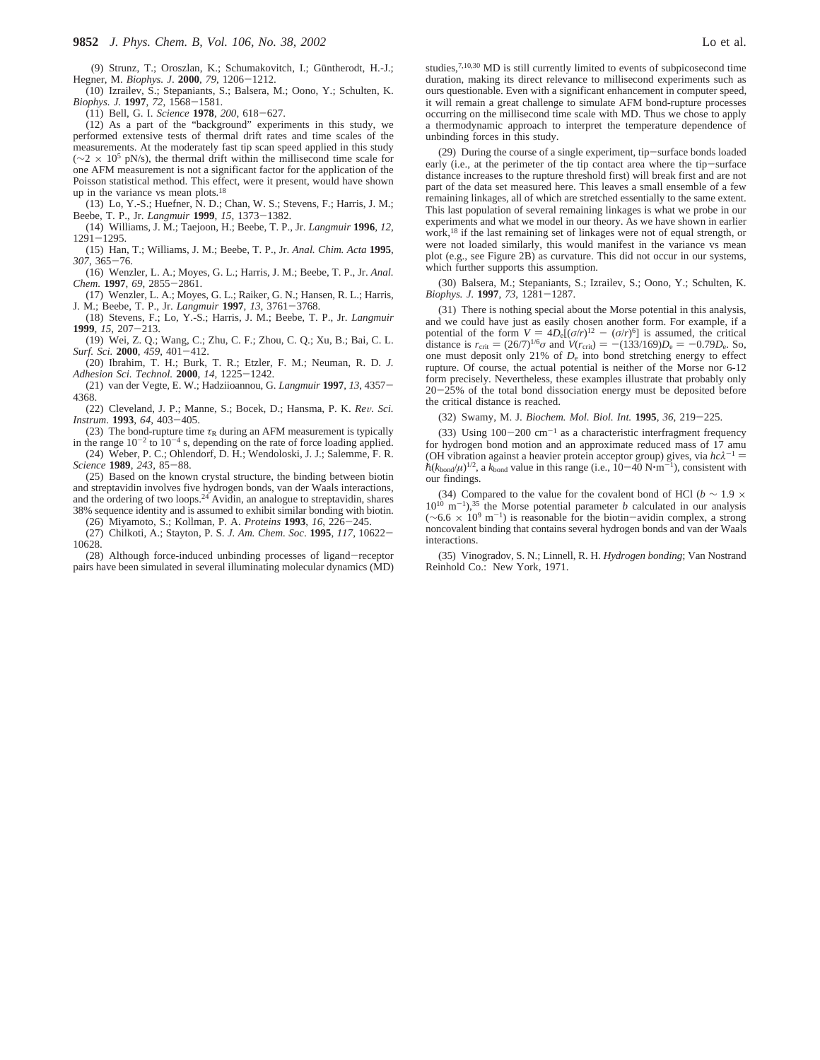(9) Strunz, T.; Oroszlan, K.; Schumakovitch, I.; Güntherodt, H.-J.; Hegner, M. *Biophys. J.* **2000**, *79*, 1206−1212.

(10) Izrailev, S.; Stepaniants, S.; Balsera, M.; Oono, Y.; Schulten, K. *Biophys. J.* **1997**, *72*, 1568−1581.

(11) Bell, G. I. *Science* **1978**, *200*, 618−627.

(12) As a part of the "background" experiments in this study, we performed extensive tests of thermal drift rates and time scales of the measurements. At the moderately fast tip scan speed applied in this study ($\sim 2 \times 10^5$ pN/s), the thermal drift within the millisecond time scale for one AFM measurement is not a significant factor for the application of the Poisson statistical method. This effect, were it present, would have shown up in the variance vs mean plots.[18]

(13) Lo, Y.-S.; Huefner, N. D.; Chan, W. S.; Stevens, F.; Harris, J. M.; Beebe, T. P., Jr. *Langmuir* **1999**, *15*, 1373−1382.

(14) Williams, J. M.; Taejoon, H.; Beebe, T. P., Jr. *Langmuir* **1996**, *12*, 1291−1295.

(15) Han, T.; Williams, J. M.; Beebe, T. P., Jr. *Anal. Chim. Acta* **1995**, *307*, 365−76.

(16) Wenzler, L. A.; Moyes, G. L.; Harris, J. M.; Beebe, T. P., Jr. *Anal. Chem.* **1997**, *69*, 2855−2861.

(17) Wenzler, L. A.; Moyes, G. L.; Raiker, G. N.; Hansen, R. L.; Harris, J. M.; Beebe, T. P., Jr. *Langmuir* **1997**, *13*, 3761−3768.

(18) Stevens, F.; Lo, Y.-S.; Harris, J. M.; Beebe, T. P., Jr. *Langmuir* **1999**, *15*, 207−213.

(19) Wei, Z. Q.; Wang, C.; Zhu, C. F.; Zhou, C. Q.; Xu, B.; Bai, C. L. *Surf. Sci.* **2000**, *459*, 401−412.

(20) Ibrahim, T. H.; Burk, T. R.; Etzler, F. M.; Neuman, R. D. *J. Adhesion Sci. Technol.* **2000**, *14*, 1225−1242.

(21) van der Vegte, E. W.; Hadziioannou, G. *Langmuir* **1997**, *13*, 4357−4368.

(22) Cleveland, J. P.; Manne, S.; Bocek, D.; Hansma, P. K. *Rev. Sci. Instrum.* **1993**, *64*, 403−405.

(23) The bond-rupture time $\tau_R$ during an AFM measurement is typically in the range $10^{-2}$ to $10^{-4}$ s, depending on the rate of force loading applied.

(24) Weber, P. C.; Ohlendorf, D. H.; Wendoloski, J. J.; Salemme, F. R. *Science* **1989**, *243*, 85−88.

(25) Based on the known crystal structure, the binding between biotin and streptavidin involves five hydrogen bonds, van der Waals interactions, and the ordering of two loops.[24] Avidin, an analogue to streptavidin, shares 38% sequence identity and is assumed to exhibit similar bonding with biotin.

(26) Miyamoto, S.; Kollman, P. A. *Proteins* **1993**, *16*, 226−245.

(27) Chilkoti, A.; Stayton, P. S. *J. Am. Chem. Soc.* **1995**, *117*, 10622−10628.

(28) Although force-induced unbinding processes of ligand−receptor pairs have been simulated in several illuminating molecular dynamics (MD) studies,[7,10,30] MD is still currently limited to events of subpicosecond time duration, making its direct relevance to millisecond experiments such as ours questionable. Even with a significant enhancement in computer speed, it will remain a great challenge to simulate AFM bond-rupture processes occurring on the millisecond time scale with MD. Thus we chose to apply a thermodynamic approach to interpret the temperature dependence of unbinding forces in this study.

(29) During the course of a single experiment, tip−surface bonds loaded early (i.e., at the perimeter of the tip contact area where the tip−surface distance increases to the rupture threshold first) will break first and are not part of the data set measured here. This leaves a small ensemble of a few remaining linkages, all of which are stretched essentially to the same extent. This last population of several remaining linkages is what we probe in our experiments and what we model in our theory. As we have shown in earlier work,[18] if the last remaining set of linkages were not of equal strength, or were not loaded similarly, this would manifest in the variance vs mean plot (e.g., see Figure 2B) as curvature. This did not occur in our systems, which further supports this assumption.

(30) Balsera, M.; Stepaniants, S.; Izrailev, S.; Oono, Y.; Schulten, K. *Biophys. J.* **1997**, *73*, 1281−1287.

(31) There is nothing special about the Morse potential in this analysis, and we could have just as easily chosen another form. For example, if a potential of the form $V = 4D_e[(\sigma/r)^{12} - (\sigma/r)^6]$ is assumed, the critical distance is $r_{crit} = (26/7)^{1/6}\sigma$ and $V(r_{crit}) = -(133/169)D_e = -0.79D_e$. So, one must deposit only 21% of $D_e$ into bond stretching energy to effect rupture. Of course, the actual potential is neither of the Morse nor 6-12 form precisely. Nevertheless, these examples illustrate that probably only 20−25% of the total bond dissociation energy must be deposited before the critical distance is reached.

(32) Swamy, M. J. *Biochem. Mol. Biol. Int.* **1995**, *36*, 219−225.

(33) Using 100−200 $cm^{-1}$ as a characteristic interfragment frequency for hydrogen bond motion and an approximate reduced mass of 17 amu (OH vibration against a heavier protein acceptor group) gives, via $hc\lambda^{-1} = \hbar(k_{bond}/\mu)^{1/2}$, a $k_{bond}$ value in this range (i.e., 10−40 N·$m^{-1}$), consistent with our findings.

(34) Compared to the value for the covalent bond of HCl ($b \sim 1.9 \times 10^{10}$ $m^{-1}$),[35] the Morse potential parameter $b$ calculated in our analysis ($\sim 6.6 \times 10^9$ $m^{-1}$) is reasonable for the biotin−avidin complex, a strong noncovalent binding that contains several hydrogen bonds and van der Waals interactions.

(35) Vinogradov, S. N.; Linnell, R. H. *Hydrogen bonding*; Van Nostrand Reinhold Co.: New York, 1971.